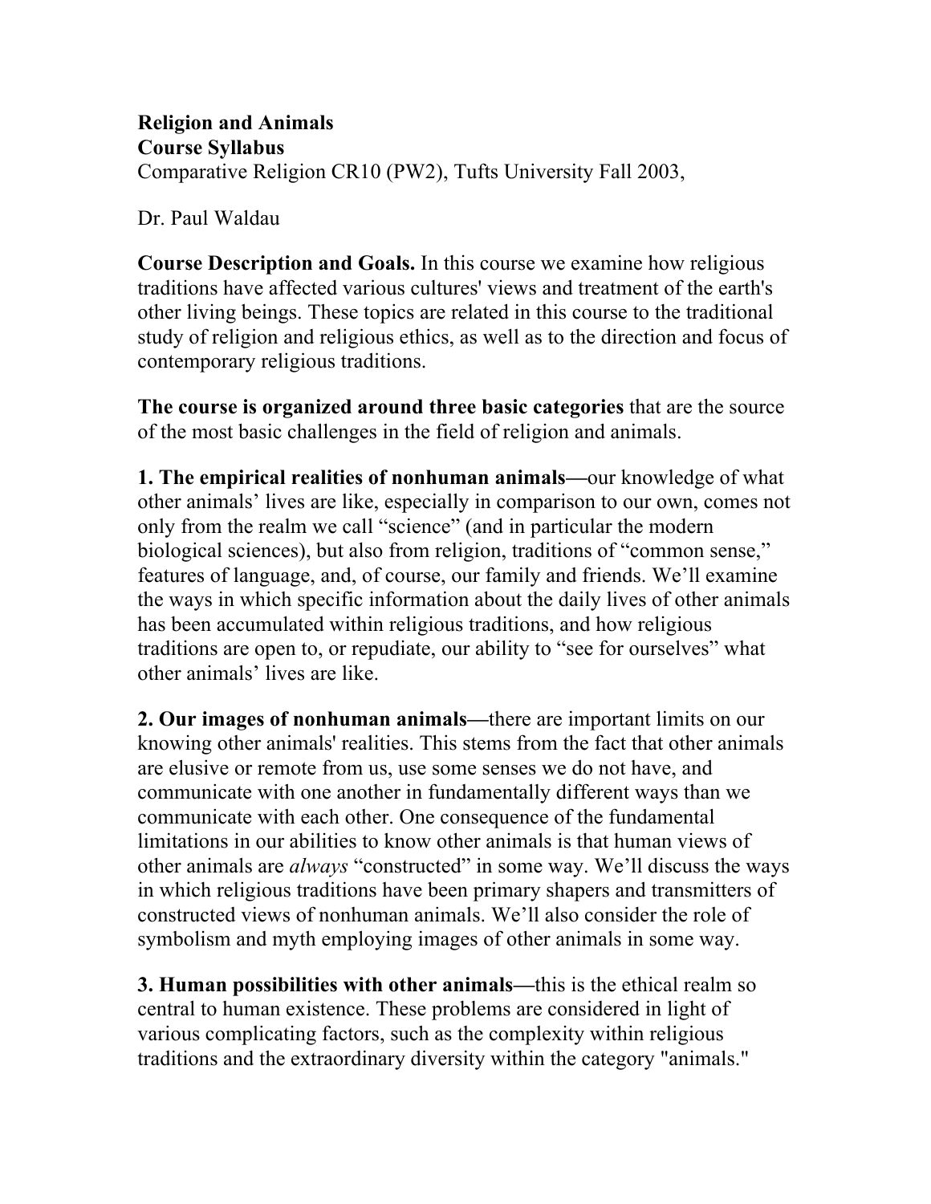**Religion and Animals**
**Course Syllabus**
Comparative Religion CR10 (PW2), Tufts University Fall 2003,

Dr. Paul Waldau

**Course Description and Goals.** In this course we examine how religious traditions have affected various cultures' views and treatment of the earth's other living beings. These topics are related in this course to the traditional study of religion and religious ethics, as well as to the direction and focus of contemporary religious traditions.

**The course is organized around three basic categories** that are the source of the most basic challenges in the field of religion and animals.

**1. The empirical realities of nonhuman animals—**our knowledge of what other animals' lives are like, especially in comparison to our own, comes not only from the realm we call "science" (and in particular the modern biological sciences), but also from religion, traditions of "common sense," features of language, and, of course, our family and friends. We'll examine the ways in which specific information about the daily lives of other animals has been accumulated within religious traditions, and how religious traditions are open to, or repudiate, our ability to "see for ourselves" what other animals' lives are like.

**2. Our images of nonhuman animals—**there are important limits on our knowing other animals' realities. This stems from the fact that other animals are elusive or remote from us, use some senses we do not have, and communicate with one another in fundamentally different ways than we communicate with each other. One consequence of the fundamental limitations in our abilities to know other animals is that human views of other animals are *always* "constructed" in some way. We'll discuss the ways in which religious traditions have been primary shapers and transmitters of constructed views of nonhuman animals. We'll also consider the role of symbolism and myth employing images of other animals in some way.

**3. Human possibilities with other animals—**this is the ethical realm so central to human existence. These problems are considered in light of various complicating factors, such as the complexity within religious traditions and the extraordinary diversity within the category "animals."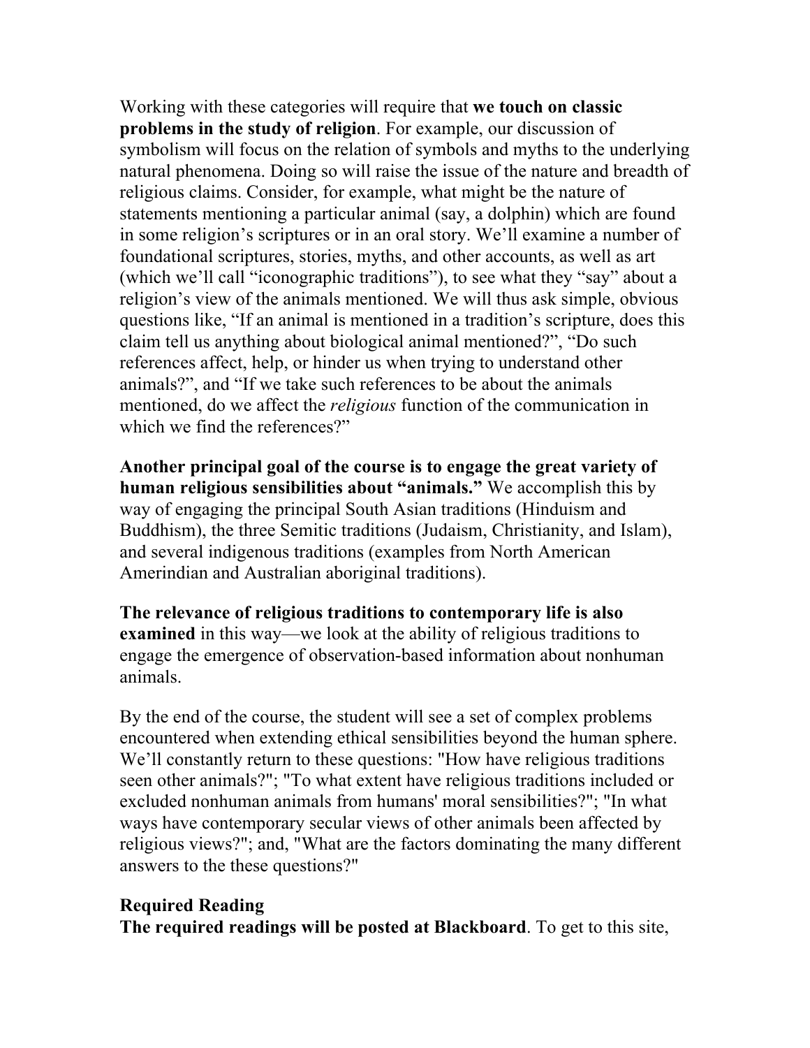Working with these categories will require that **we touch on classic problems in the study of religion**. For example, our discussion of symbolism will focus on the relation of symbols and myths to the underlying natural phenomena. Doing so will raise the issue of the nature and breadth of religious claims. Consider, for example, what might be the nature of statements mentioning a particular animal (say, a dolphin) which are found in some religion's scriptures or in an oral story. We'll examine a number of foundational scriptures, stories, myths, and other accounts, as well as art (which we'll call "iconographic traditions"), to see what they "say" about a religion's view of the animals mentioned. We will thus ask simple, obvious questions like, "If an animal is mentioned in a tradition's scripture, does this claim tell us anything about biological animal mentioned?", "Do such references affect, help, or hinder us when trying to understand other animals?", and "If we take such references to be about the animals mentioned, do we affect the *religious* function of the communication in which we find the references?"

**Another principal goal of the course is to engage the great variety of human religious sensibilities about "animals."** We accomplish this by way of engaging the principal South Asian traditions (Hinduism and Buddhism), the three Semitic traditions (Judaism, Christianity, and Islam), and several indigenous traditions (examples from North American Amerindian and Australian aboriginal traditions).

**The relevance of religious traditions to contemporary life is also examined** in this way—we look at the ability of religious traditions to engage the emergence of observation-based information about nonhuman animals.

By the end of the course, the student will see a set of complex problems encountered when extending ethical sensibilities beyond the human sphere. We'll constantly return to these questions: "How have religious traditions seen other animals?"; "To what extent have religious traditions included or excluded nonhuman animals from humans' moral sensibilities?"; "In what ways have contemporary secular views of other animals been affected by religious views?"; and, "What are the factors dominating the many different answers to the these questions?"

**Required Reading**

**The required readings will be posted at Blackboard**. To get to this site,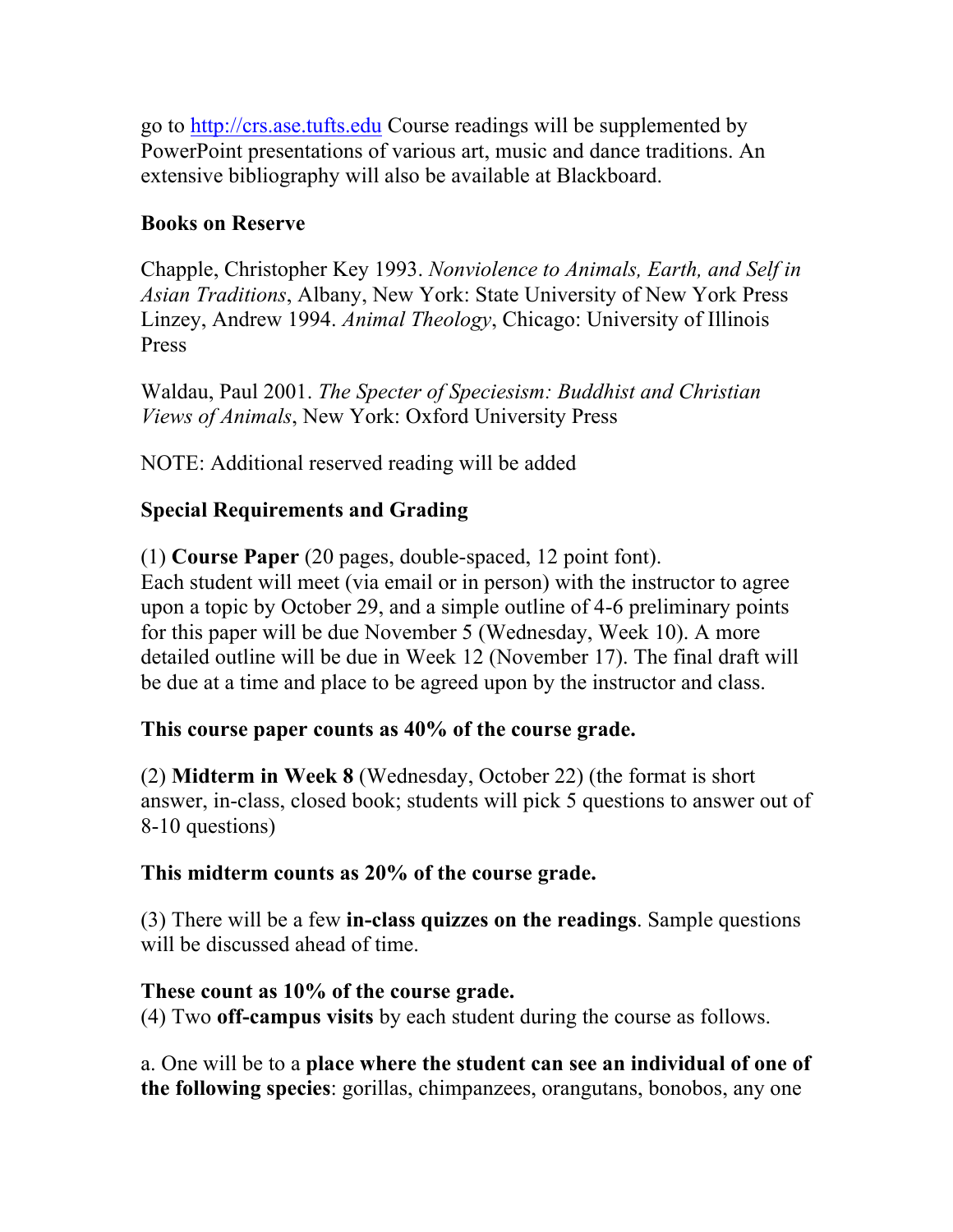go to [http://crs.ase.tufts.edu](http://crs.ase.tufts.edu) Course readings will be supplemented by PowerPoint presentations of various art, music and dance traditions. An extensive bibliography will also be available at Blackboard.

**Books on Reserve**

Chapple, Christopher Key 1993. *Nonviolence to Animals, Earth, and Self in Asian Traditions*, Albany, New York: State University of New York Press
Linzey, Andrew 1994. *Animal Theology*, Chicago: University of Illinois Press

Waldau, Paul 2001. *The Specter of Speciesism: Buddhist and Christian Views of Animals*, New York: Oxford University Press

NOTE: Additional reserved reading will be added

**Special Requirements and Grading**

(1) **Course Paper** (20 pages, double-spaced, 12 point font).
Each student will meet (via email or in person) with the instructor to agree upon a topic by October 29, and a simple outline of 4-6 preliminary points for this paper will be due November 5 (Wednesday, Week 10). A more detailed outline will be due in Week 12 (November 17). The final draft will be due at a time and place to be agreed upon by the instructor and class.

**This course paper counts as 40% of the course grade.**

(2) **Midterm in Week 8** (Wednesday, October 22) (the format is short answer, in-class, closed book; students will pick 5 questions to answer out of 8-10 questions)

**This midterm counts as 20% of the course grade.**

(3) There will be a few **in-class quizzes on the readings**. Sample questions will be discussed ahead of time.

**These count as 10% of the course grade.**
(4) Two **off-campus visits** by each student during the course as follows.

a. One will be to a **place where the student can see an individual of one of the following species**: gorillas, chimpanzees, orangutans, bonobos, any one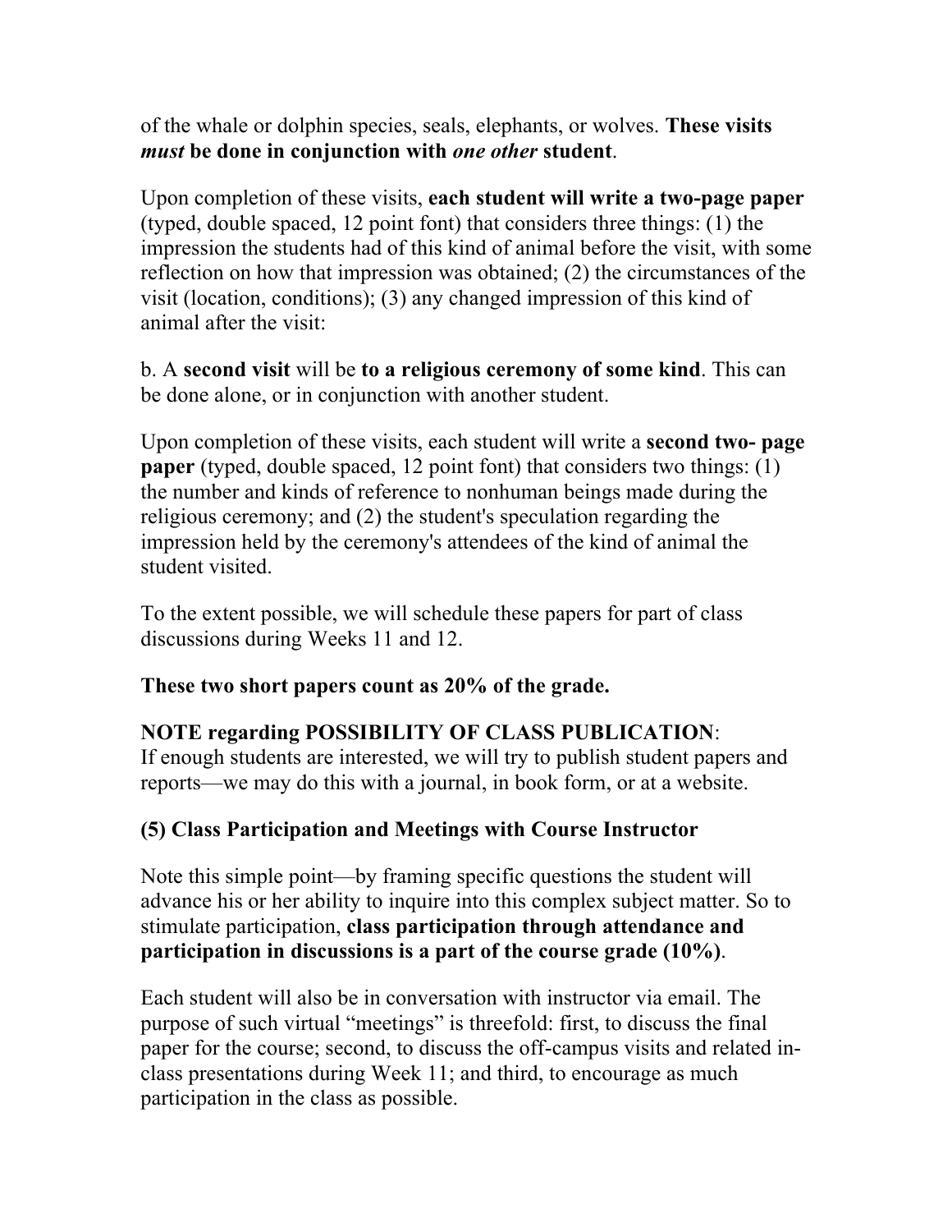of the whale or dolphin species, seals, elephants, or wolves. **These visits *must* be done in conjunction with *one other* student**.

Upon completion of these visits, **each student will write a two-page paper** (typed, double spaced, 12 point font) that considers three things: (1) the impression the students had of this kind of animal before the visit, with some reflection on how that impression was obtained; (2) the circumstances of the visit (location, conditions); (3) any changed impression of this kind of animal after the visit:

b. A **second visit** will be **to a religious ceremony of some kind**. This can be done alone, or in conjunction with another student.

Upon completion of these visits, each student will write a **second two- page paper** (typed, double spaced, 12 point font) that considers two things: (1) the number and kinds of reference to nonhuman beings made during the religious ceremony; and (2) the student's speculation regarding the impression held by the ceremony's attendees of the kind of animal the student visited.

To the extent possible, we will schedule these papers for part of class discussions during Weeks 11 and 12.

**These two short papers count as 20% of the grade.**

**NOTE regarding POSSIBILITY OF CLASS PUBLICATION**:
If enough students are interested, we will try to publish student papers and reports—we may do this with a journal, in book form, or at a website.

### (5) Class Participation and Meetings with Course Instructor

Note this simple point—by framing specific questions the student will advance his or her ability to inquire into this complex subject matter. So to stimulate participation, **class participation through attendance and participation in discussions is a part of the course grade (10%)**.

Each student will also be in conversation with instructor via email. The purpose of such virtual "meetings" is threefold: first, to discuss the final paper for the course; second, to discuss the off-campus visits and related in-class presentations during Week 11; and third, to encourage as much participation in the class as possible.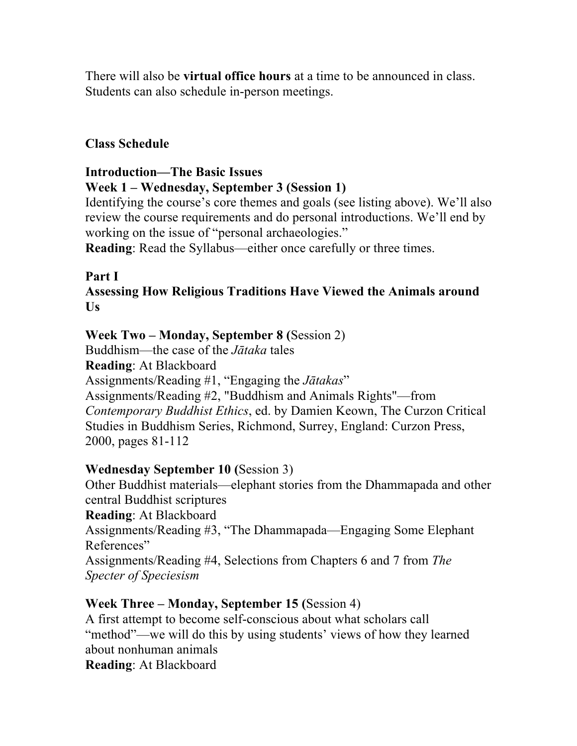There will also be **virtual office hours** at a time to be announced in class. Students can also schedule in-person meetings.

## Class Schedule

### Introduction—The Basic Issues

**Week 1 – Wednesday, September 3 (Session 1)**
Identifying the course's core themes and goals (see listing above). We'll also review the course requirements and do personal introductions. We'll end by working on the issue of "personal archaeologies."
**Reading**: Read the Syllabus—either once carefully or three times.

### Part I
### Assessing How Religious Traditions Have Viewed the Animals around Us

**Week Two – Monday, September 8 (**Session 2)
Buddhism—the case of the *Jātaka* tales
**Reading**: At Blackboard
Assignments/Reading #1, "Engaging the *Jātakas*"
Assignments/Reading #2, "Buddhism and Animals Rights"—from *Contemporary Buddhist Ethics*, ed. by Damien Keown, The Curzon Critical Studies in Buddhism Series, Richmond, Surrey, England: Curzon Press, 2000, pages 81-112

**Wednesday September 10 (**Session 3)
Other Buddhist materials—elephant stories from the Dhammapada and other central Buddhist scriptures
**Reading**: At Blackboard
Assignments/Reading #3, "The Dhammapada—Engaging Some Elephant References"
Assignments/Reading #4, Selections from Chapters 6 and 7 from *The Specter of Speciesism*

**Week Three – Monday, September 15 (**Session 4)
A first attempt to become self-conscious about what scholars call "method"—we will do this by using students' views of how they learned about nonhuman animals
**Reading**: At Blackboard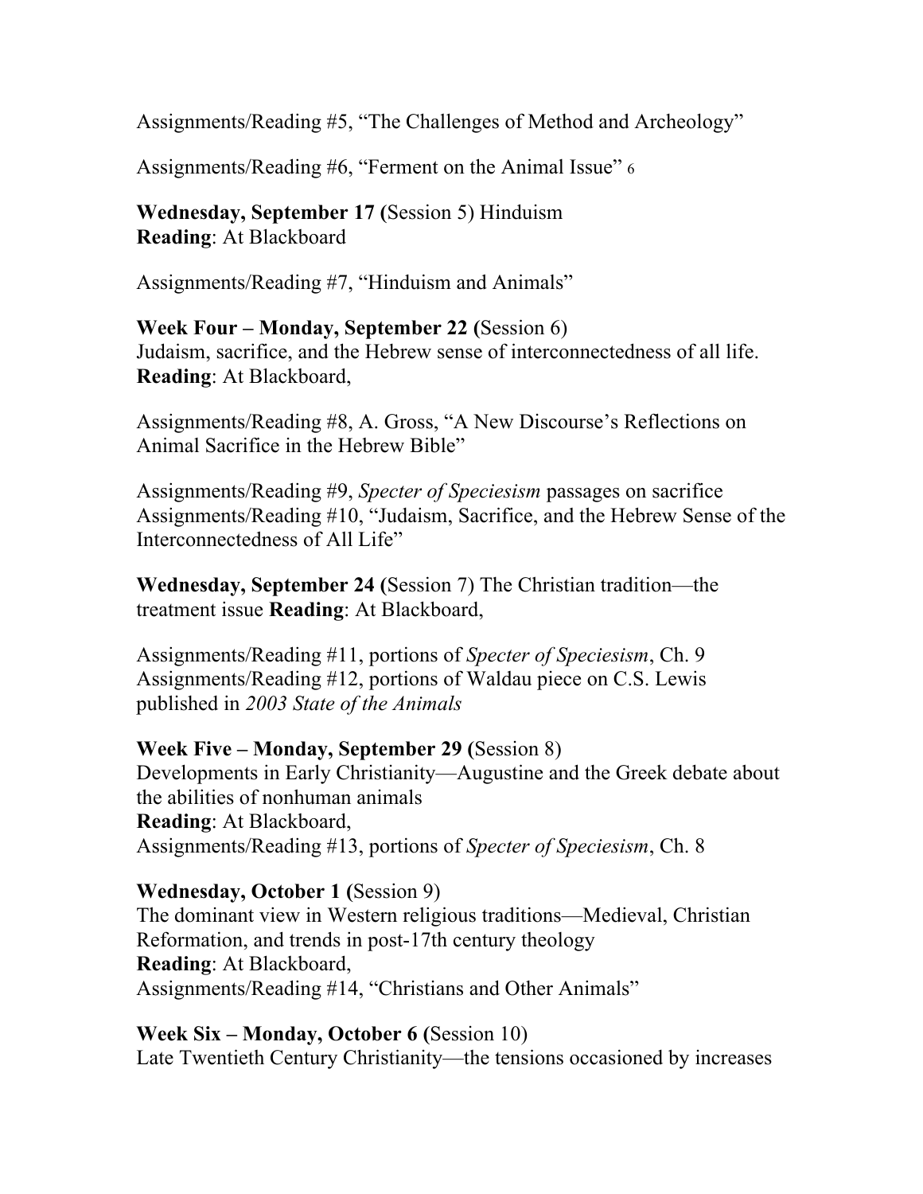Assignments/Reading #5, “The Challenges of Method and Archeology”

Assignments/Reading #6, “Ferment on the Animal Issue” 6

**Wednesday, September 17 (**Session 5) Hinduism
**Reading**: At Blackboard

Assignments/Reading #7, “Hinduism and Animals”

**Week Four – Monday, September 22 (**Session 6)
Judaism, sacrifice, and the Hebrew sense of interconnectedness of all life.
**Reading**: At Blackboard,

Assignments/Reading #8, A. Gross, “A New Discourse’s Reflections on Animal Sacrifice in the Hebrew Bible”

Assignments/Reading #9, *Specter of Speciesism* passages on sacrifice
Assignments/Reading #10, “Judaism, Sacrifice, and the Hebrew Sense of the Interconnectedness of All Life”

**Wednesday, September 24 (**Session 7) The Christian tradition—the treatment issue **Reading**: At Blackboard,

Assignments/Reading #11, portions of *Specter of Speciesism*, Ch. 9
Assignments/Reading #12, portions of Waldau piece on C.S. Lewis published in *2003 State of the Animals*

**Week Five – Monday, September 29 (**Session 8)
Developments in Early Christianity—Augustine and the Greek debate about the abilities of nonhuman animals
**Reading**: At Blackboard,
Assignments/Reading #13, portions of *Specter of Speciesism*, Ch. 8

**Wednesday, October 1 (**Session 9)
The dominant view in Western religious traditions—Medieval, Christian Reformation, and trends in post-17th century theology
**Reading**: At Blackboard,
Assignments/Reading #14, “Christians and Other Animals”

**Week Six – Monday, October 6 (**Session 10)
Late Twentieth Century Christianity—the tensions occasioned by increases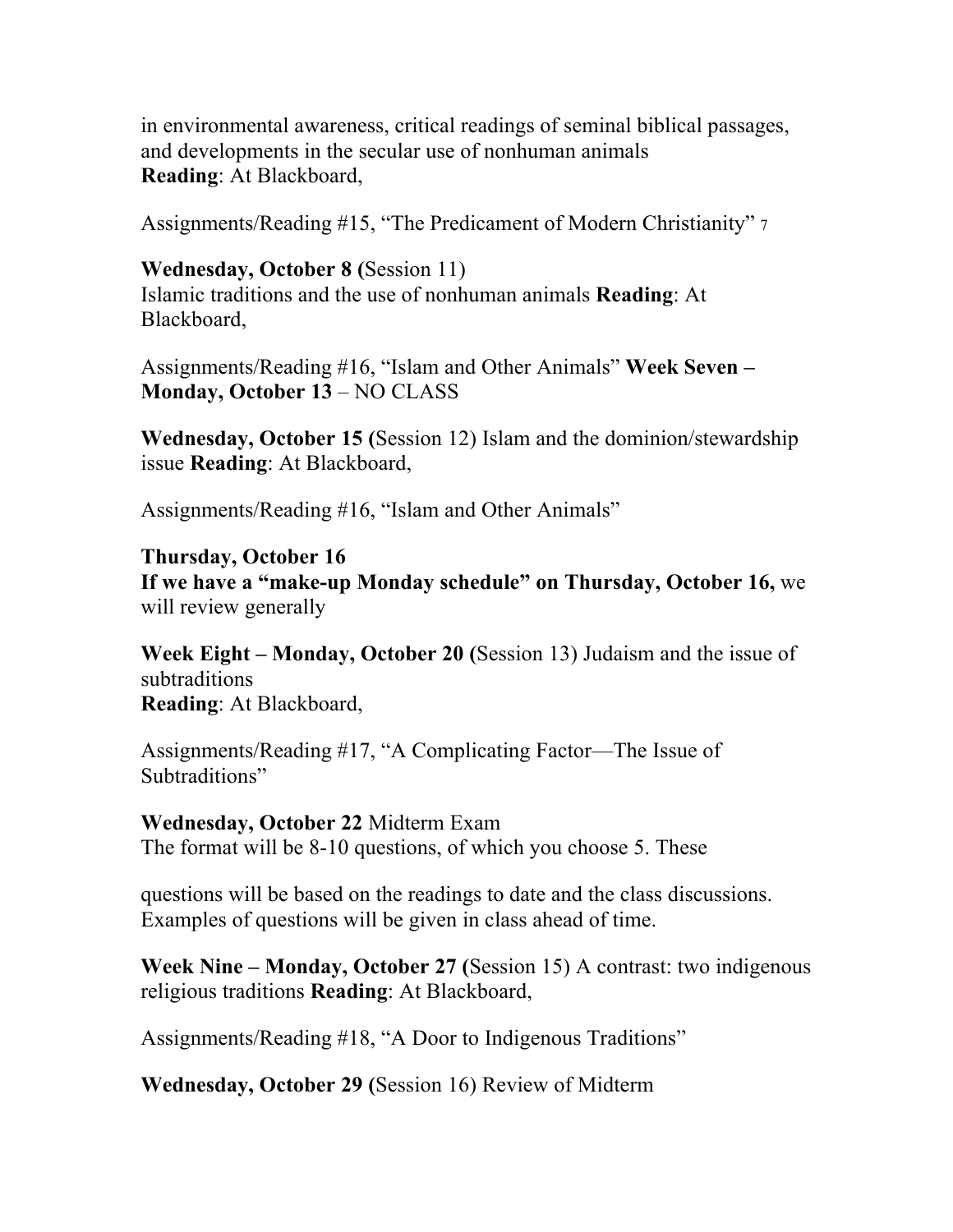in environmental awareness, critical readings of seminal biblical passages, and developments in the secular use of nonhuman animals
**Reading**: At Blackboard,

Assignments/Reading #15, "The Predicament of Modern Christianity"

**Wednesday, October 8 (**Session 11)
Islamic traditions and the use of nonhuman animals **Reading**: At Blackboard,

Assignments/Reading #16, "Islam and Other Animals" **Week Seven – Monday, October 13** – NO CLASS

**Wednesday, October 15 (**Session 12) Islam and the dominion/stewardship issue **Reading**: At Blackboard,

Assignments/Reading #16, "Islam and Other Animals"

**Thursday, October 16**
**If we have a "make-up Monday schedule" on Thursday, October 16,** we will review generally

**Week Eight – Monday, October 20 (**Session 13) Judaism and the issue of subtraditions
**Reading**: At Blackboard,

Assignments/Reading #17, "A Complicating Factor—The Issue of Subtraditions"

**Wednesday, October 22** Midterm Exam
The format will be 8-10 questions, of which you choose 5. These

questions will be based on the readings to date and the class discussions. Examples of questions will be given in class ahead of time.

**Week Nine – Monday, October 27 (**Session 15) A contrast: two indigenous religious traditions **Reading**: At Blackboard,

Assignments/Reading #18, "A Door to Indigenous Traditions"

**Wednesday, October 29 (**Session 16) Review of Midterm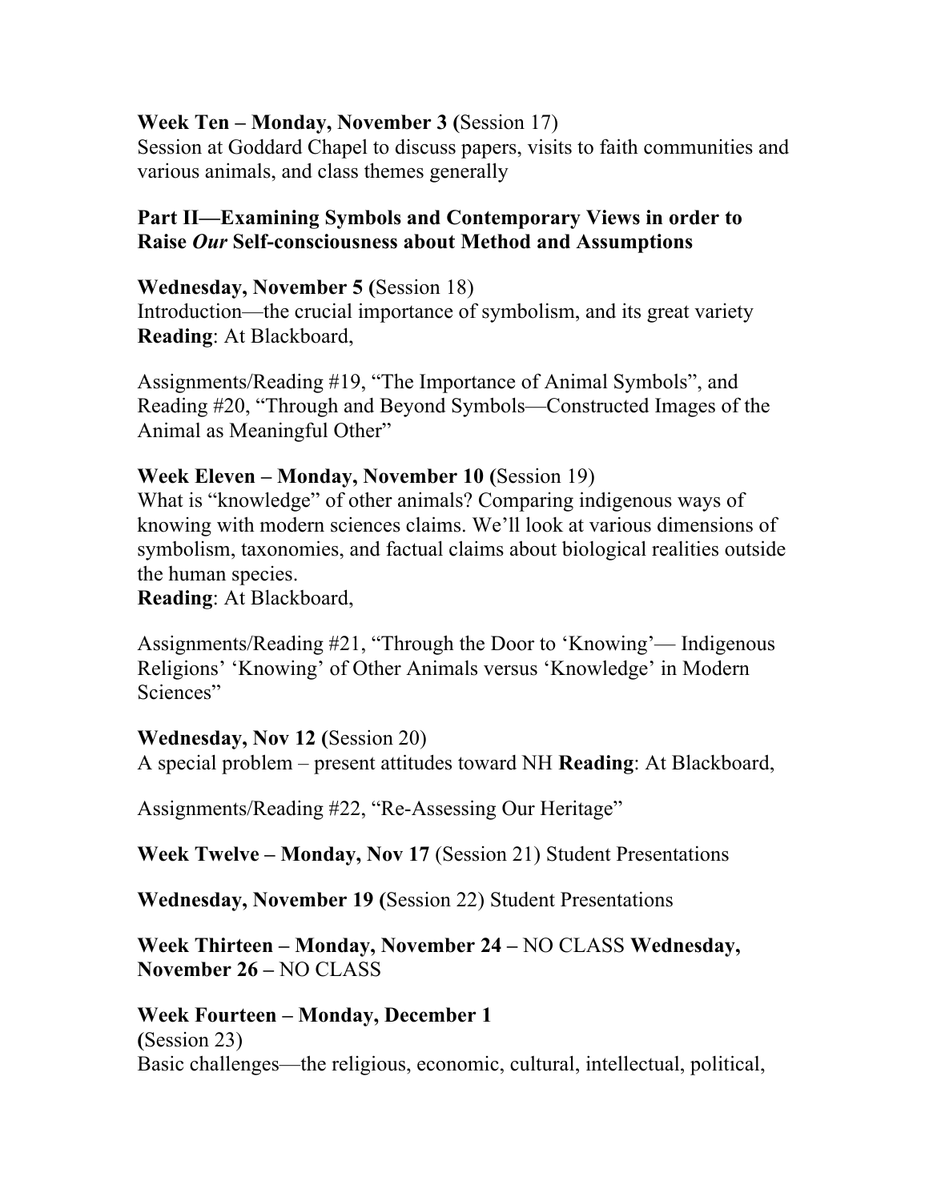**Week Ten – Monday, November 3 (**Session 17)
Session at Goddard Chapel to discuss papers, visits to faith communities and various animals, and class themes generally

**Part II—Examining Symbols and Contemporary Views in order to Raise *Our* Self-consciousness about Method and Assumptions**

**Wednesday, November 5 (**Session 18)
Introduction—the crucial importance of symbolism, and its great variety
**Reading**: At Blackboard,

Assignments/Reading #19, "The Importance of Animal Symbols", and Reading #20, "Through and Beyond Symbols—Constructed Images of the Animal as Meaningful Other"

**Week Eleven – Monday, November 10 (**Session 19)
What is "knowledge" of other animals? Comparing indigenous ways of knowing with modern sciences claims. We'll look at various dimensions of symbolism, taxonomies, and factual claims about biological realities outside the human species.
**Reading**: At Blackboard,

Assignments/Reading #21, "Through the Door to 'Knowing'— Indigenous Religions' 'Knowing' of Other Animals versus 'Knowledge' in Modern Sciences"

**Wednesday, Nov 12 (**Session 20)
A special problem – present attitudes toward NH **Reading**: At Blackboard,

Assignments/Reading #22, "Re-Assessing Our Heritage"

**Week Twelve – Monday, Nov 17** (Session 21) Student Presentations

**Wednesday, November 19 (**Session 22) Student Presentations

**Week Thirteen – Monday, November 24 –** NO CLASS **Wednesday, November 26 –** NO CLASS

**Week Fourteen – Monday, December 1**
**(**Session 23)
Basic challenges—the religious, economic, cultural, intellectual, political,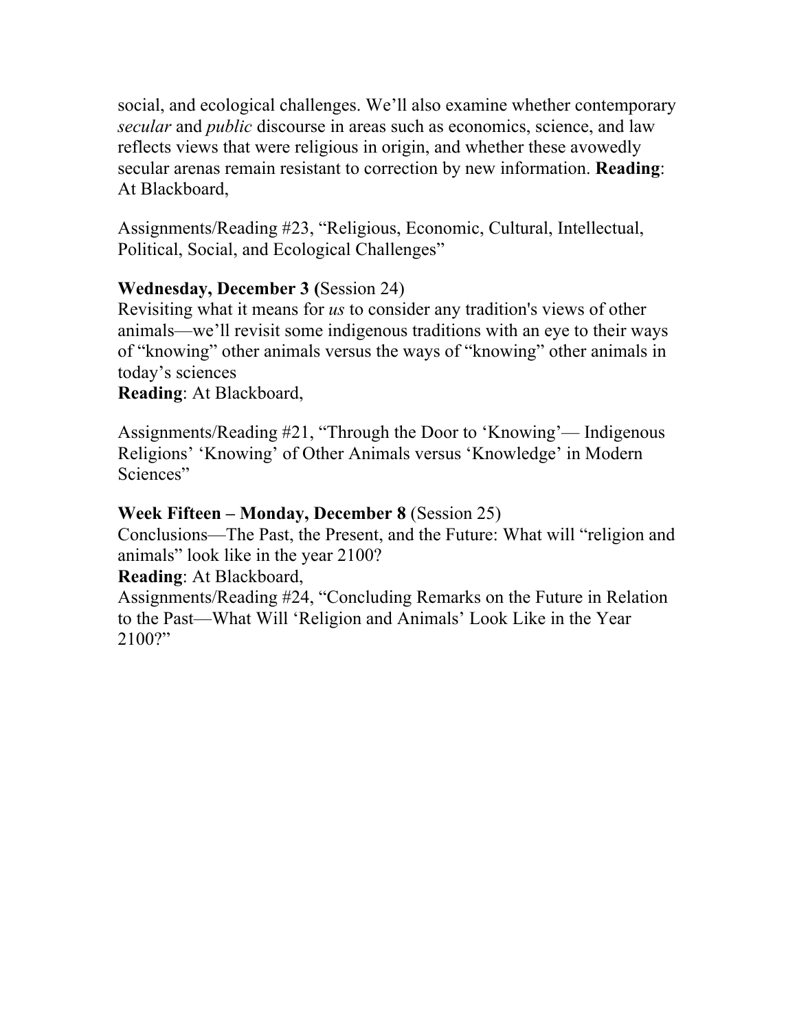social, and ecological challenges. We'll also examine whether contemporary *secular* and *public* discourse in areas such as economics, science, and law reflects views that were religious in origin, and whether these avowedly secular arenas remain resistant to correction by new information. **Reading**: At Blackboard,

Assignments/Reading #23, "Religious, Economic, Cultural, Intellectual, Political, Social, and Ecological Challenges"

**Wednesday, December 3 (**Session 24)
Revisiting what it means for *us* to consider any tradition's views of other animals—we'll revisit some indigenous traditions with an eye to their ways of "knowing" other animals versus the ways of "knowing" other animals in today's sciences
**Reading**: At Blackboard,

Assignments/Reading #21, "Through the Door to 'Knowing'— Indigenous Religions' 'Knowing' of Other Animals versus 'Knowledge' in Modern Sciences"

**Week Fifteen – Monday, December 8** (Session 25)
Conclusions—The Past, the Present, and the Future: What will "religion and animals" look like in the year 2100?
**Reading**: At Blackboard,
Assignments/Reading #24, "Concluding Remarks on the Future in Relation to the Past—What Will 'Religion and Animals' Look Like in the Year 2100?"